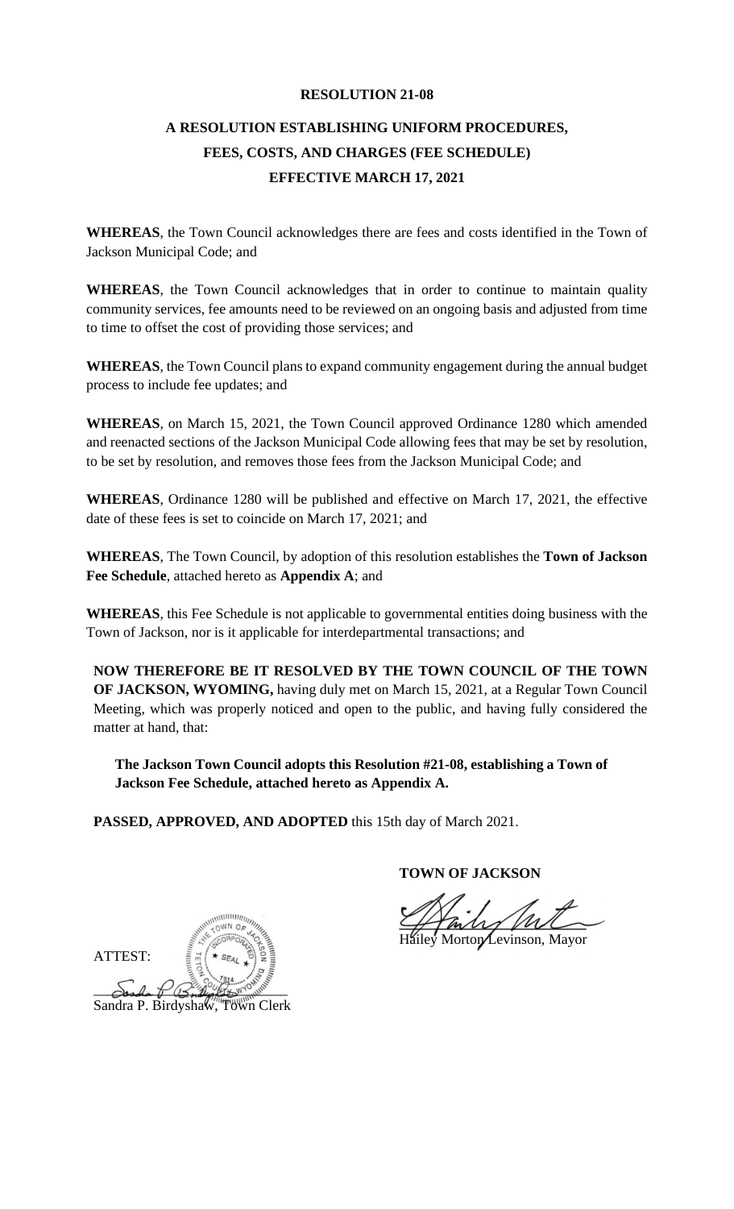# RESOLUTION 21-08

## A RESOLUTION ESTABLISHING UNIFORM PROCEDURES, FEES, COSTS, AND CHARGES (FEE SCHEDULE) EFFECTIVE MARCH 17, 2021

**WHEREAS**, the Town Council acknowledges there are fees and costs identified in the Town of Jackson Municipal Code; and

**WHEREAS**, the Town Council acknowledges that in order to continue to maintain quality community services, fee amounts need to be reviewed on an ongoing basis and adjusted from time to time to offset the cost of providing those services; and

**WHEREAS**, the Town Council plans to expand community engagement during the annual budget process to include fee updates; and

**WHEREAS**, on March 15, 2021, the Town Council approved Ordinance 1280 which amended and reenacted sections of the Jackson Municipal Code allowing fees that may be set by resolution, to be set by resolution, and removes those fees from the Jackson Municipal Code; and

**WHEREAS**, Ordinance 1280 will be published and effective on March 17, 2021, the effective date of these fees is set to coincide on March 17, 2021; and

**WHEREAS**, The Town Council, by adoption of this resolution establishes the **Town of Jackson Fee Schedule**, attached hereto as **Appendix A**; and

**WHEREAS**, this Fee Schedule is not applicable to governmental entities doing business with the Town of Jackson, nor is it applicable for interdepartmental transactions; and

**NOW THEREFORE BE IT RESOLVED BY THE TOWN COUNCIL OF THE TOWN OF JACKSON, WYOMING,** having duly met on March 15, 2021, at a Regular Town Council Meeting, which was properly noticed and open to the public, and having fully considered the matter at hand, that:

**The Jackson Town Council adopts this Resolution #21-08, establishing a Town of Jackson Fee Schedule, attached hereto as Appendix A.**

**PASSED, APPROVED, AND ADOPTED** this 15th day of March 2021.

**TOWN OF JACKSON**

Hailey Morton Levinson, Mayor

ATTEST:

Sandra P. Birdyshaw, Town Clerk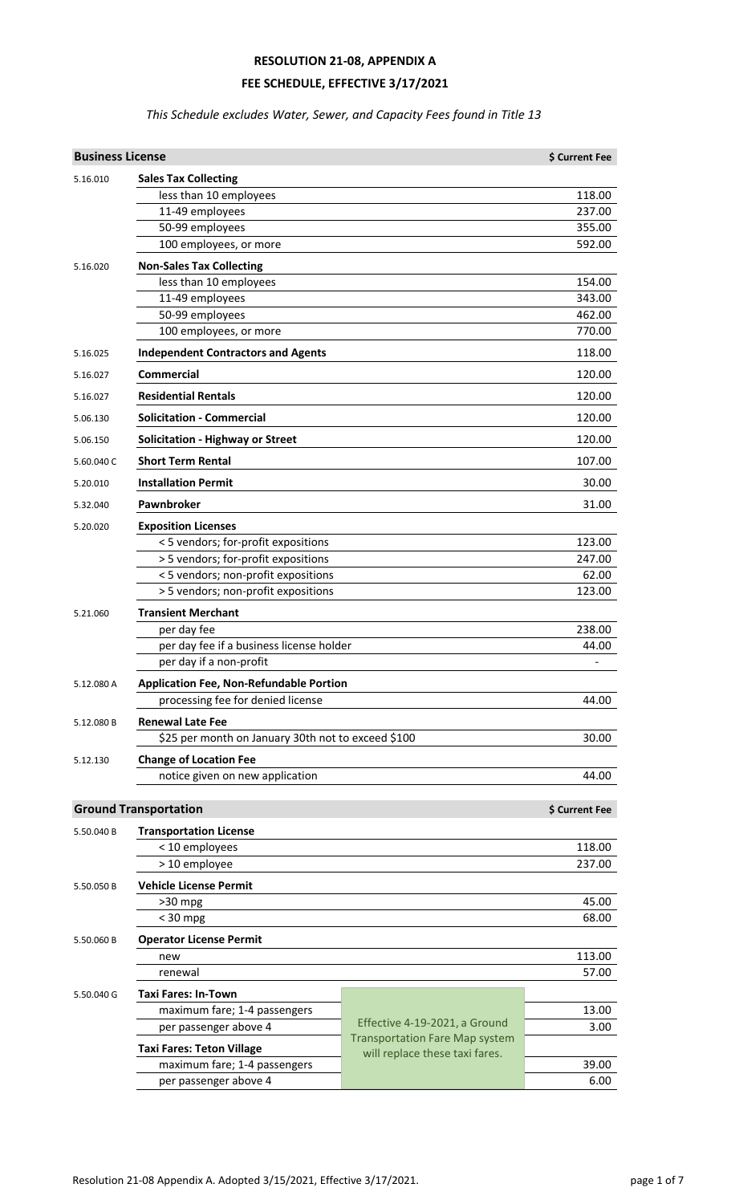# RESOLUTION 21-08, APPENDIX A

## FEE SCHEDULE, EFFECTIVE 3/17/2021

*This Schedule excludes Water, Sewer, and Capacity Fees found in Title 13*

| **Business License** | | $ Current Fee |
|---|---|---|
| 5.16.010 | **Sales Tax Collecting** | |
| | less than 10 employees | 118.00 |
| | 11-49 employees | 237.00 |
| | 50-99 employees | 355.00 |
| | 100 employees, or more | 592.00 |
| 5.16.020 | **Non-Sales Tax Collecting** | |
| | less than 10 employees | 154.00 |
| | 11-49 employees | 343.00 |
| | 50-99 employees | 462.00 |
| | 100 employees, or more | 770.00 |
| 5.16.025 | **Independent Contractors and Agents** | 118.00 |
| 5.16.027 | **Commercial** | 120.00 |
| 5.16.027 | **Residential Rentals** | 120.00 |
| 5.06.130 | **Solicitation - Commercial** | 120.00 |
| 5.06.150 | **Solicitation - Highway or Street** | 120.00 |
| 5.60.040 C | **Short Term Rental** | 107.00 |
| 5.20.010 | **Installation Permit** | 30.00 |
| 5.32.040 | **Pawnbroker** | 31.00 |
| 5.20.020 | **Exposition Licenses** | |
| | < 5 vendors; for-profit expositions | 123.00 |
| | > 5 vendors; for-profit expositions | 247.00 |
| | < 5 vendors; non-profit expositions | 62.00 |
| | > 5 vendors; non-profit expositions | 123.00 |
| 5.21.060 | **Transient Merchant** | |
| | per day fee | 238.00 |
| | per day fee if a business license holder | 44.00 |
| | per day if a non-profit | - |
| 5.12.080 A | **Application Fee, Non-Refundable Portion** | |
| | processing fee for denied license | 44.00 |
| 5.12.080 B | **Renewal Late Fee** | |
| | $25 per month on January 30th not to exceed $100 | 30.00 |
| 5.12.130 | **Change of Location Fee** | |
| | notice given on new application | 44.00 |

| **Ground Transportation** | | | $ Current Fee |
|---|---|---|---|
| 5.50.040 B | **Transportation License** | | |
| | < 10 employees | | 118.00 |
| | > 10 employee | | 237.00 |
| 5.50.050 B | **Vehicle License Permit** | | |
| | >30 mpg | | 45.00 |
| | < 30 mpg | | 68.00 |
| 5.50.060 B | **Operator License Permit** | | |
| | new | | 113.00 |
| | renewal | | 57.00 |
| 5.50.040 G | **Taxi Fares: In-Town** | Effective 4-19-2021, a Ground Transportation Fare Map system will replace these taxi fares. | |
| | maximum fare; 1-4 passengers | | 13.00 |
| | per passenger above 4 | | 3.00 |
| | **Taxi Fares: Teton Village** | | |
| | maximum fare; 1-4 passengers | | 39.00 |
| | per passenger above 4 | | 6.00 |

Resolution 21-08 Appendix A. Adopted 3/15/2021, Effective 3/17/2021.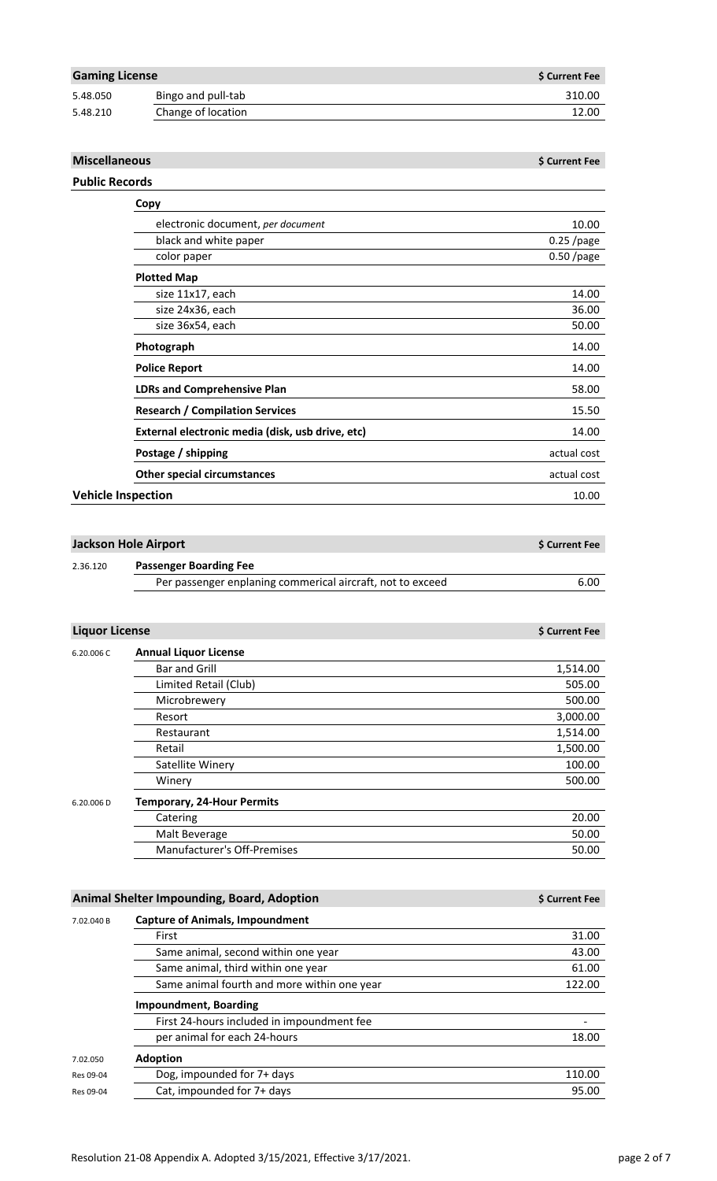| Gaming License | | $ Current Fee |
|---|---|---|
| 5.48.050 | Bingo and pull-tab | 310.00 |
| 5.48.210 | Change of location | 12.00 |

| Miscellaneous | | $ Current Fee |
|---|---|---|
| **Public Records** | | |
| | **Copy** | |
| | electronic document, *per document* | 10.00 |
| | black and white paper | 0.25 /page |
| | color paper | 0.50 /page |
| | **Plotted Map** | |
| | size 11x17, each | 14.00 |
| | size 24x36, each | 36.00 |
| | size 36x54, each | 50.00 |
| | **Photograph** | 14.00 |
| | **Police Report** | 14.00 |
| | **LDRs and Comprehensive Plan** | 58.00 |
| | **Research / Compilation Services** | 15.50 |
| | **External electronic media (disk, usb drive, etc)** | 14.00 |
| | **Postage / shipping** | actual cost |
| | **Other special circumstances** | actual cost |
| **Vehicle Inspection** | | 10.00 |

| Jackson Hole Airport | | $ Current Fee |
|---|---|---|
| 2.36.120 | **Passenger Boarding Fee** | |
| | Per passenger enplaning commerical aircraft, not to exceed | 6.00 |

| Liquor License | | $ Current Fee |
|---|---|---|
| 6.20.006 C | **Annual Liquor License** | |
| | Bar and Grill | 1,514.00 |
| | Limited Retail (Club) | 505.00 |
| | Microbrewery | 500.00 |
| | Resort | 3,000.00 |
| | Restaurant | 1,514.00 |
| | Retail | 1,500.00 |
| | Satellite Winery | 100.00 |
| | Winery | 500.00 |
| 6.20.006 D | **Temporary, 24-Hour Permits** | |
| | Catering | 20.00 |
| | Malt Beverage | 50.00 |
| | Manufacturer's Off-Premises | 50.00 |

| Animal Shelter Impounding, Board, Adoption | | $ Current Fee |
|---|---|---|
| 7.02.040 B | **Capture of Animals, Impoundment** | |
| | First | 31.00 |
| | Same animal, second within one year | 43.00 |
| | Same animal, third within one year | 61.00 |
| | Same animal fourth and more within one year | 122.00 |
| | **Impoundment, Boarding** | |
| | First 24-hours included in impoundment fee | - |
| | per animal for each 24-hours | 18.00 |
| 7.02.050 | **Adoption** | |
| Res 09-04 | Dog, impounded for 7+ days | 110.00 |
| Res 09-04 | Cat, impounded for 7+ days | 95.00 |

Resolution 21-08 Appendix A. Adopted 3/15/2021, Effective 3/17/2021.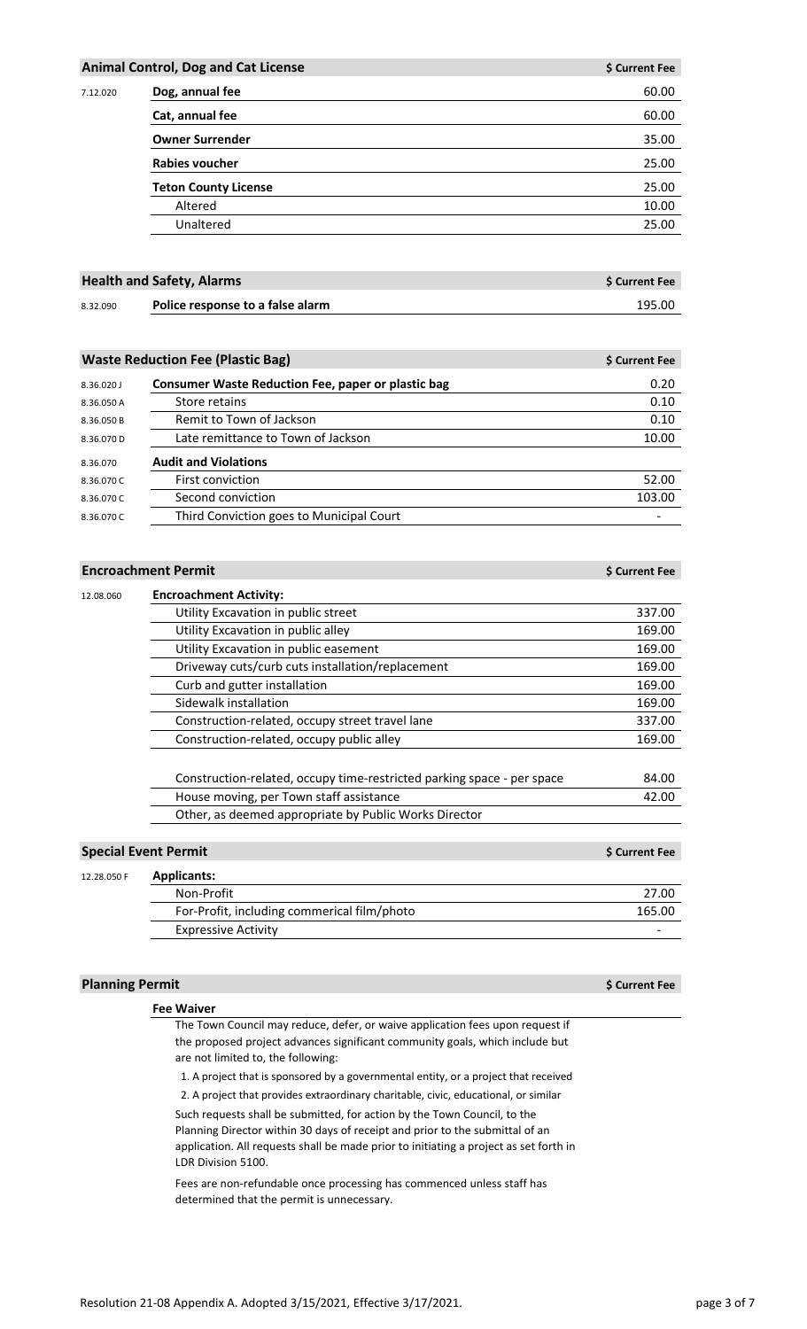| | Animal Control, Dog and Cat License | $ Current Fee |
|---|---|---|
| 7.12.020 | **Dog, annual fee** | 60.00 |
| | **Cat, annual fee** | 60.00 |
| | **Owner Surrender** | 35.00 |
| | **Rabies voucher** | 25.00 |
| | **Teton County License** | 25.00 |
| | Altered | 10.00 |
| | Unaltered | 25.00 |

| | Health and Safety, Alarms | $ Current Fee |
|---|---|---|
| 8.32.090 | **Police response to a false alarm** | 195.00 |

| | Waste Reduction Fee (Plastic Bag) | $ Current Fee |
|---|---|---|
| 8.36.020 J | **Consumer Waste Reduction Fee, paper or plastic bag** | 0.20 |
| 8.36.050 A | Store retains | 0.10 |
| 8.36.050 B | Remit to Town of Jackson | 0.10 |
| 8.36.070 D | Late remittance to Town of Jackson | 10.00 |
| 8.36.070 | **Audit and Violations** | |
| 8.36.070 C | First conviction | 52.00 |
| 8.36.070 C | Second conviction | 103.00 |
| 8.36.070 C | Third Conviction goes to Municipal Court | - |

| | Encroachment Permit | $ Current Fee |
|---|---|---|
| 12.08.060 | **Encroachment Activity:** | |
| | Utility Excavation in public street | 337.00 |
| | Utility Excavation in public alley | 169.00 |
| | Utility Excavation in public easement | 169.00 |
| | Driveway cuts/curb cuts installation/replacement | 169.00 |
| | Curb and gutter installation | 169.00 |
| | Sidewalk installation | 169.00 |
| | Construction-related, occupy street travel lane | 337.00 |
| | Construction-related, occupy public alley | 169.00 |
| | Construction-related, occupy time-restricted parking space - per space | 84.00 |
| | House moving, per Town staff assistance | 42.00 |
| | Other, as deemed appropriate by Public Works Director | |

| | Special Event Permit | $ Current Fee |
|---|---|---|
| 12.28.050 F | **Applicants:** | |
| | Non-Profit | 27.00 |
| | For-Profit, including commerical film/photo | 165.00 |
| | Expressive Activity | - |

| | Planning Permit | $ Current Fee |
|---|---|---|

**Fee Waiver**

The Town Council may reduce, defer, or waive application fees upon request if the proposed project advances significant community goals, which include but are not limited to, the following:

1. A project that is sponsored by a governmental entity, or a project that received
2. A project that provides extraordinary charitable, civic, educational, or similar

Such requests shall be submitted, for action by the Town Council, to the Planning Director within 30 days of receipt and prior to the submittal of an application. All requests shall be made prior to initiating a project as set forth in LDR Division 5100.

Fees are non-refundable once processing has commenced unless staff has determined that the permit is unnecessary.

Resolution 21-08 Appendix A. Adopted 3/15/2021, Effective 3/17/2021.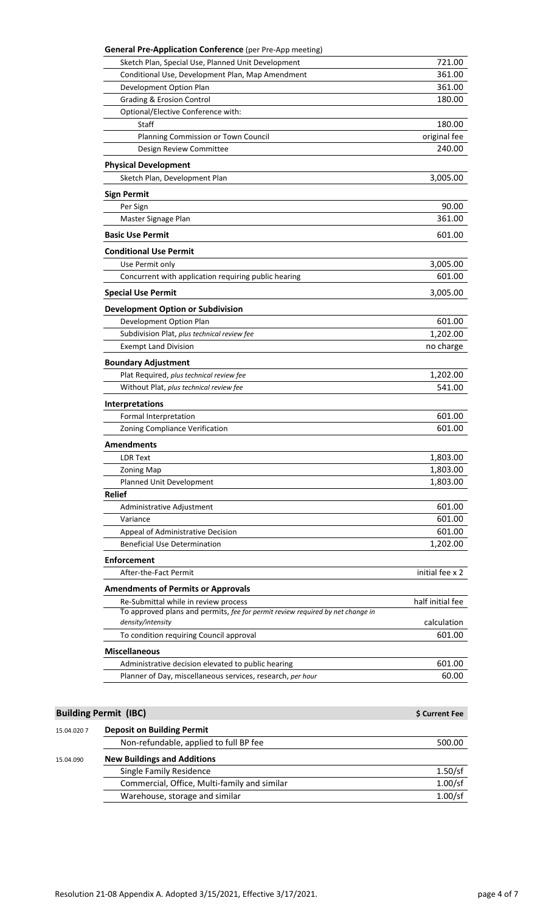| **General Pre-Application Conference** (per Pre-App meeting) | |
|---|---|
| Sketch Plan, Special Use, Planned Unit Development | 721.00 |
| Conditional Use, Development Plan, Map Amendment | 361.00 |
| Development Option Plan | 361.00 |
| Grading & Erosion Control | 180.00 |
| Optional/Elective Conference with: | |
| Staff | 180.00 |
| Planning Commission or Town Council | original fee |
| Design Review Committee | 240.00 |
| **Physical Development** | |
| Sketch Plan, Development Plan | 3,005.00 |
| **Sign Permit** | |
| Per Sign | 90.00 |
| Master Signage Plan | 361.00 |
| **Basic Use Permit** | 601.00 |
| **Conditional Use Permit** | |
| Use Permit only | 3,005.00 |
| Concurrent with application requiring public hearing | 601.00 |
| **Special Use Permit** | 3,005.00 |
| **Development Option or Subdivision** | |
| Development Option Plan | 601.00 |
| Subdivision Plat, *plus technical review fee* | 1,202.00 |
| Exempt Land Division | no charge |
| **Boundary Adjustment** | |
| Plat Required, *plus technical review fee* | 1,202.00 |
| Without Plat, *plus technical review fee* | 541.00 |
| **Interpretations** | |
| Formal Interpretation | 601.00 |
| Zoning Compliance Verification | 601.00 |
| **Amendments** | |
| LDR Text | 1,803.00 |
| Zoning Map | 1,803.00 |
| Planned Unit Development | 1,803.00 |
| **Relief** | |
| Administrative Adjustment | 601.00 |
| Variance | 601.00 |
| Appeal of Administrative Decision | 601.00 |
| Beneficial Use Determination | 1,202.00 |
| **Enforcement** | |
| After-the-Fact Permit | initial fee x 2 |
| **Amendments of Permits or Approvals** | |
| Re-Submittal while in review process | half initial fee |
| To approved plans and permits, *fee for permit review required by net change in density/intensity* | calculation |
| To condition requiring Council approval | 601.00 |
| **Miscellaneous** | |
| Administrative decision elevated to public hearing | 601.00 |
| Planner of Day, miscellaneous services, research, *per hour* | 60.00 |

| **Building Permit (IBC)** | | **$ Current Fee** |
|---|---|---|
| 15.04.020 7 | **Deposit on Building Permit** | |
| | Non-refundable, applied to full BP fee | 500.00 |
| 15.04.090 | **New Buildings and Additions** | |
| | Single Family Residence | 1.50/sf |
| | Commercial, Office, Multi-family and similar | 1.00/sf |
| | Warehouse, storage and similar | 1.00/sf |

Resolution 21-08 Appendix A. Adopted 3/15/2021, Effective 3/17/2021.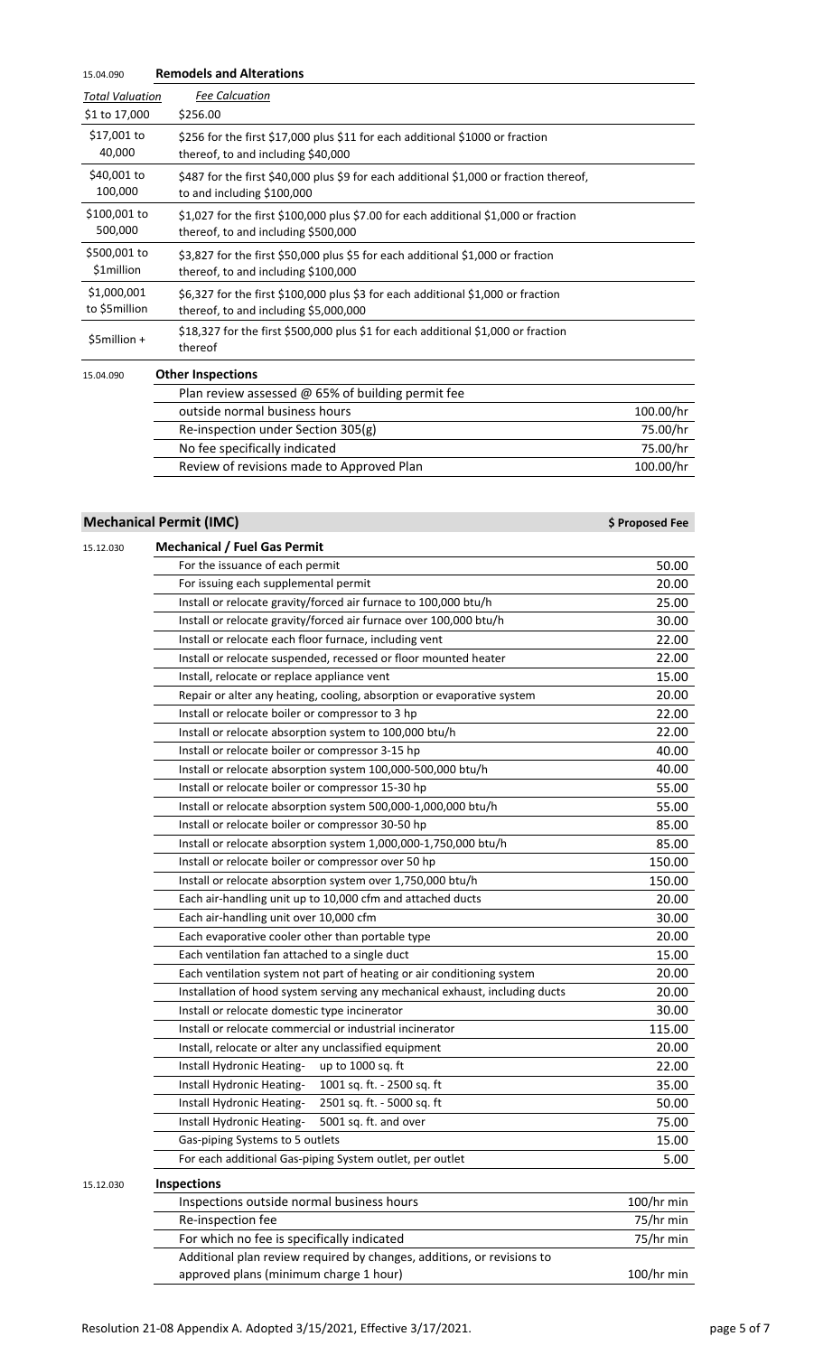15.04.090 **Remodels and Alterations**

| *Total Valuation* | *Fee Calcuation* |
|---|---|
| \$1 to 17,000 | \$256.00 |
| \$17,001 to 40,000 | \$256 for the first \$17,000 plus \$11 for each additional \$1000 or fraction thereof, to and including \$40,000 |
| \$40,001 to 100,000 | \$487 for the first \$40,000 plus \$9 for each additional \$1,000 or fraction thereof, to and including \$100,000 |
| \$100,001 to 500,000 | \$1,027 for the first \$100,000 plus \$7.00 for each additional \$1,000 or fraction thereof, to and including \$500,000 |
| \$500,001 to \$1million | \$3,827 for the first \$50,000 plus \$5 for each additional \$1,000 or fraction thereof, to and including \$100,000 |
| \$1,000,001 to \$5million | \$6,327 for the first \$100,000 plus \$3 for each additional \$1,000 or fraction thereof, to and including \$5,000,000 |
| \$5million + | \$18,327 for the first \$500,000 plus \$1 for each additional \$1,000 or fraction thereof |

15.04.090 **Other Inspections**

| | |
|---|---|
| Plan review assessed @ 65% of building permit fee | |
| outside normal business hours | 100.00/hr |
| Re-inspection under Section 305(g) | 75.00/hr |
| No fee specifically indicated | 75.00/hr |
| Review of revisions made to Approved Plan | 100.00/hr |

## Mechanical Permit (IMC)

**\$ Proposed Fee**

15.12.030 **Mechanical / Fuel Gas Permit**

| | |
|---|---|
| For the issuance of each permit | 50.00 |
| For issuing each supplemental permit | 20.00 |
| Install or relocate gravity/forced air furnace to 100,000 btu/h | 25.00 |
| Install or relocate gravity/forced air furnace over 100,000 btu/h | 30.00 |
| Install or relocate each floor furnace, including vent | 22.00 |
| Install or relocate suspended, recessed or floor mounted heater | 22.00 |
| Install, relocate or replace appliance vent | 15.00 |
| Repair or alter any heating, cooling, absorption or evaporative system | 20.00 |
| Install or relocate boiler or compressor to 3 hp | 22.00 |
| Install or relocate absorption system to 100,000 btu/h | 22.00 |
| Install or relocate boiler or compressor 3-15 hp | 40.00 |
| Install or relocate absorption system 100,000-500,000 btu/h | 40.00 |
| Install or relocate boiler or compressor 15-30 hp | 55.00 |
| Install or relocate absorption system 500,000-1,000,000 btu/h | 55.00 |
| Install or relocate boiler or compressor 30-50 hp | 85.00 |
| Install or relocate absorption system 1,000,000-1,750,000 btu/h | 85.00 |
| Install or relocate boiler or compressor over 50 hp | 150.00 |
| Install or relocate absorption system over 1,750,000 btu/h | 150.00 |
| Each air-handling unit up to 10,000 cfm and attached ducts | 20.00 |
| Each air-handling unit over 10,000 cfm | 30.00 |
| Each evaporative cooler other than portable type | 20.00 |
| Each ventilation fan attached to a single duct | 15.00 |
| Each ventilation system not part of heating or air conditioning system | 20.00 |
| Installation of hood system serving any mechanical exhaust, including ducts | 20.00 |
| Install or relocate domestic type incinerator | 30.00 |
| Install or relocate commercial or industrial incinerator | 115.00 |
| Install, relocate or alter any unclassified equipment | 20.00 |
| Install Hydronic Heating- up to 1000 sq. ft | 22.00 |
| Install Hydronic Heating- 1001 sq. ft. - 2500 sq. ft | 35.00 |
| Install Hydronic Heating- 2501 sq. ft. - 5000 sq. ft | 50.00 |
| Install Hydronic Heating- 5001 sq. ft. and over | 75.00 |
| Gas-piping Systems to 5 outlets | 15.00 |
| For each additional Gas-piping System outlet, per outlet | 5.00 |

15.12.030 **Inspections**

| | |
|---|---|
| Inspections outside normal business hours | 100/hr min |
| Re-inspection fee | 75/hr min |
| For which no fee is specifically indicated | 75/hr min |
| Additional plan review required by changes, additions, or revisions to approved plans (minimum charge 1 hour) | 100/hr min |

Resolution 21-08 Appendix A. Adopted 3/15/2021, Effective 3/17/2021.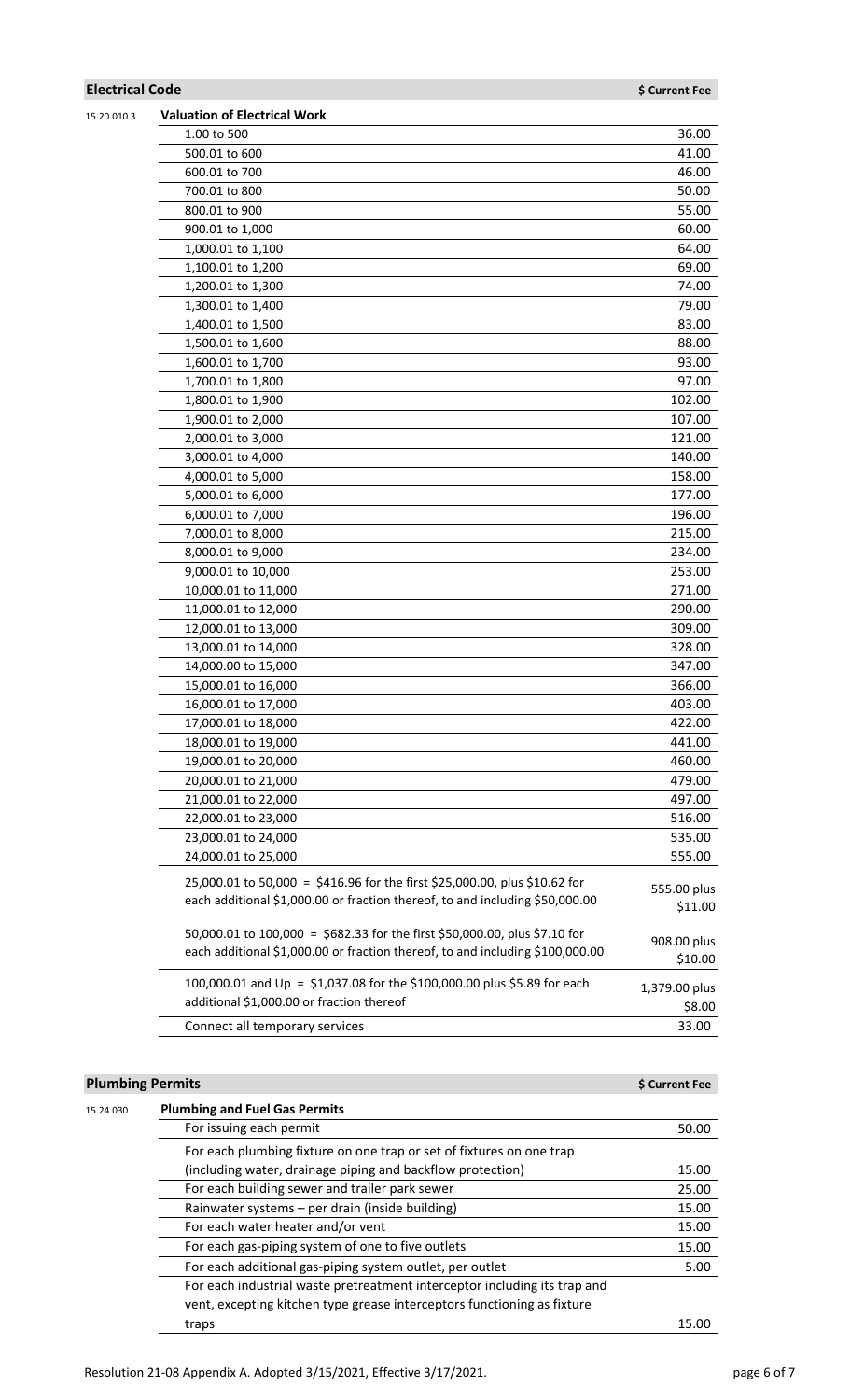## Electrical Code

| | | $ Current Fee |
|---|---|---|
| 15.20.010 3 | **Valuation of Electrical Work** | |
| | 1.00 to 500 | 36.00 |
| | 500.01 to 600 | 41.00 |
| | 600.01 to 700 | 46.00 |
| | 700.01 to 800 | 50.00 |
| | 800.01 to 900 | 55.00 |
| | 900.01 to 1,000 | 60.00 |
| | 1,000.01 to 1,100 | 64.00 |
| | 1,100.01 to 1,200 | 69.00 |
| | 1,200.01 to 1,300 | 74.00 |
| | 1,300.01 to 1,400 | 79.00 |
| | 1,400.01 to 1,500 | 83.00 |
| | 1,500.01 to 1,600 | 88.00 |
| | 1,600.01 to 1,700 | 93.00 |
| | 1,700.01 to 1,800 | 97.00 |
| | 1,800.01 to 1,900 | 102.00 |
| | 1,900.01 to 2,000 | 107.00 |
| | 2,000.01 to 3,000 | 121.00 |
| | 3,000.01 to 4,000 | 140.00 |
| | 4,000.01 to 5,000 | 158.00 |
| | 5,000.01 to 6,000 | 177.00 |
| | 6,000.01 to 7,000 | 196.00 |
| | 7,000.01 to 8,000 | 215.00 |
| | 8,000.01 to 9,000 | 234.00 |
| | 9,000.01 to 10,000 | 253.00 |
| | 10,000.01 to 11,000 | 271.00 |
| | 11,000.01 to 12,000 | 290.00 |
| | 12,000.01 to 13,000 | 309.00 |
| | 13,000.01 to 14,000 | 328.00 |
| | 14,000.00 to 15,000 | 347.00 |
| | 15,000.01 to 16,000 | 366.00 |
| | 16,000.01 to 17,000 | 403.00 |
| | 17,000.01 to 18,000 | 422.00 |
| | 18,000.01 to 19,000 | 441.00 |
| | 19,000.01 to 20,000 | 460.00 |
| | 20,000.01 to 21,000 | 479.00 |
| | 21,000.01 to 22,000 | 497.00 |
| | 22,000.01 to 23,000 | 516.00 |
| | 23,000.01 to 24,000 | 535.00 |
| | 24,000.01 to 25,000 | 555.00 |
| | 25,000.01 to 50,000 = $416.96 for the first $25,000.00, plus $10.62 for each additional $1,000.00 or fraction thereof, to and including $50,000.00 | 555.00 plus $11.00 |
| | 50,000.01 to 100,000 = $682.33 for the first $50,000.00, plus $7.10 for each additional $1,000.00 or fraction thereof, to and including $100,000.00 | 908.00 plus $10.00 |
| | 100,000.01 and Up = $1,037.08 for the $100,000.00 plus $5.89 for each additional $1,000.00 or fraction thereof | 1,379.00 plus $8.00 |
| | Connect all temporary services | 33.00 |

## Plumbing Permits

| | | $ Current Fee |
|---|---|---|
| 15.24.030 | **Plumbing and Fuel Gas Permits** | |
| | For issuing each permit | 50.00 |
| | For each plumbing fixture on one trap or set of fixtures on one trap (including water, drainage piping and backflow protection) | 15.00 |
| | For each building sewer and trailer park sewer | 25.00 |
| | Rainwater systems – per drain (inside building) | 15.00 |
| | For each water heater and/or vent | 15.00 |
| | For each gas-piping system of one to five outlets | 15.00 |
| | For each additional gas-piping system outlet, per outlet | 5.00 |
| | For each industrial waste pretreatment interceptor including its trap and vent, excepting kitchen type grease interceptors functioning as fixture traps | 15.00 |

Resolution 21-08 Appendix A. Adopted 3/15/2021, Effective 3/17/2021.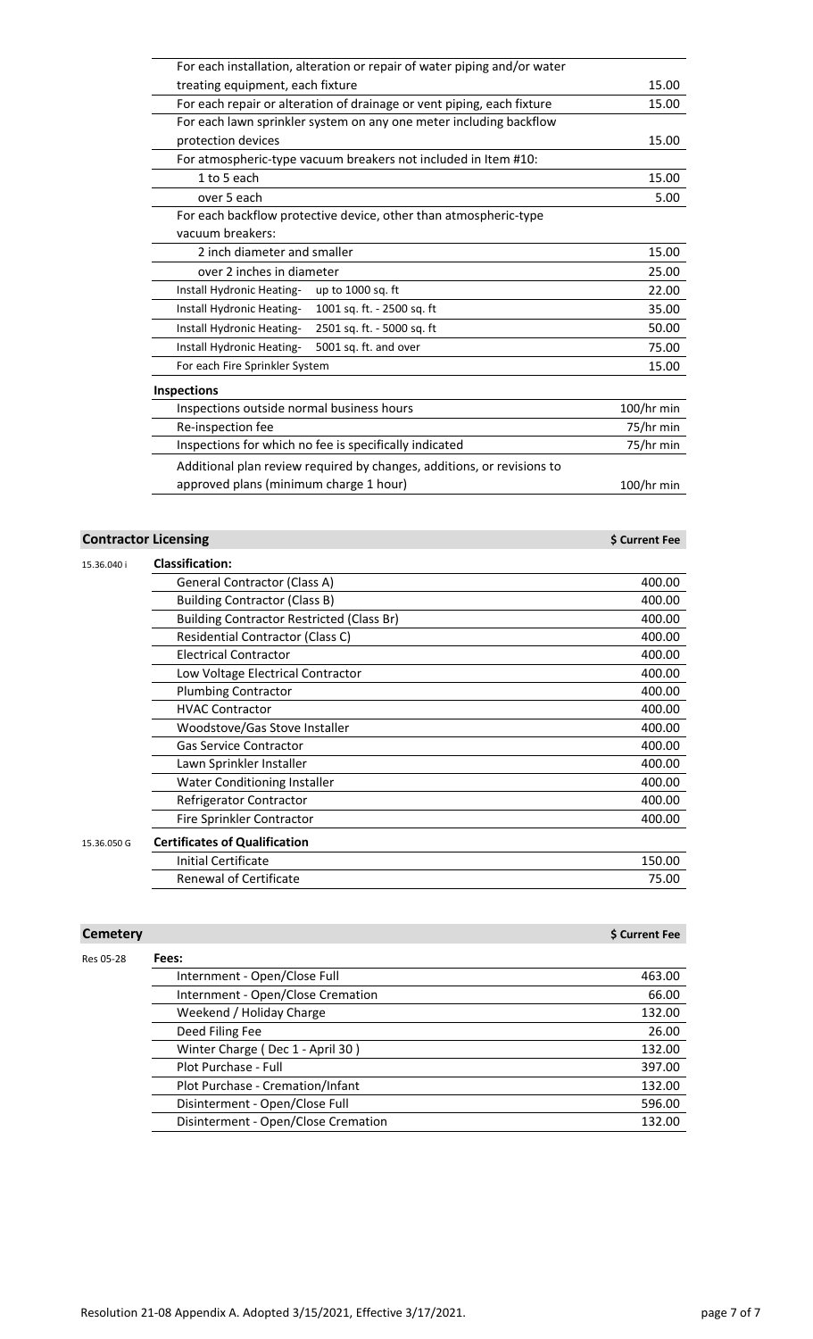| | |
|---|---|
| For each installation, alteration or repair of water piping and/or water treating equipment, each fixture | 15.00 |
| For each repair or alteration of drainage or vent piping, each fixture | 15.00 |
| For each lawn sprinkler system on any one meter including backflow protection devices | 15.00 |
| For atmospheric-type vacuum breakers not included in Item #10: | |
| 1 to 5 each | 15.00 |
| over 5 each | 5.00 |
| For each backflow protective device, other than atmospheric-type vacuum breakers: | |
| 2 inch diameter and smaller | 15.00 |
| over 2 inches in diameter | 25.00 |
| Install Hydronic Heating- up to 1000 sq. ft | 22.00 |
| Install Hydronic Heating- 1001 sq. ft. - 2500 sq. ft | 35.00 |
| Install Hydronic Heating- 2501 sq. ft. - 5000 sq. ft | 50.00 |
| Install Hydronic Heating- 5001 sq. ft. and over | 75.00 |
| For each Fire Sprinkler System | 15.00 |
| **Inspections** | |
| Inspections outside normal business hours | 100/hr min |
| Re-inspection fee | 75/hr min |
| Inspections for which no fee is specifically indicated | 75/hr min |
| Additional plan review required by changes, additions, or revisions to approved plans (minimum charge 1 hour) | 100/hr min |

## Contractor Licensing

| | | $ Current Fee |
|---|---|---|
| 15.36.040 i | **Classification:** | |
| | General Contractor (Class A) | 400.00 |
| | Building Contractor (Class B) | 400.00 |
| | Building Contractor Restricted (Class Br) | 400.00 |
| | Residential Contractor (Class C) | 400.00 |
| | Electrical Contractor | 400.00 |
| | Low Voltage Electrical Contractor | 400.00 |
| | Plumbing Contractor | 400.00 |
| | HVAC Contractor | 400.00 |
| | Woodstove/Gas Stove Installer | 400.00 |
| | Gas Service Contractor | 400.00 |
| | Lawn Sprinkler Installer | 400.00 |
| | Water Conditioning Installer | 400.00 |
| | Refrigerator Contractor | 400.00 |
| | Fire Sprinkler Contractor | 400.00 |
| 15.36.050 G | **Certificates of Qualification** | |
| | Initial Certificate | 150.00 |
| | Renewal of Certificate | 75.00 |

## Cemetery

| | | $ Current Fee |
|---|---|---|
| Res 05-28 | **Fees:** | |
| | Internment - Open/Close Full | 463.00 |
| | Internment - Open/Close Cremation | 66.00 |
| | Weekend / Holiday Charge | 132.00 |
| | Deed Filing Fee | 26.00 |
| | Winter Charge ( Dec 1 - April 30 ) | 132.00 |
| | Plot Purchase - Full | 397.00 |
| | Plot Purchase - Cremation/Infant | 132.00 |
| | Disinterment - Open/Close Full | 596.00 |
| | Disinterment - Open/Close Cremation | 132.00 |

Resolution 21-08 Appendix A. Adopted 3/15/2021, Effective 3/17/2021.